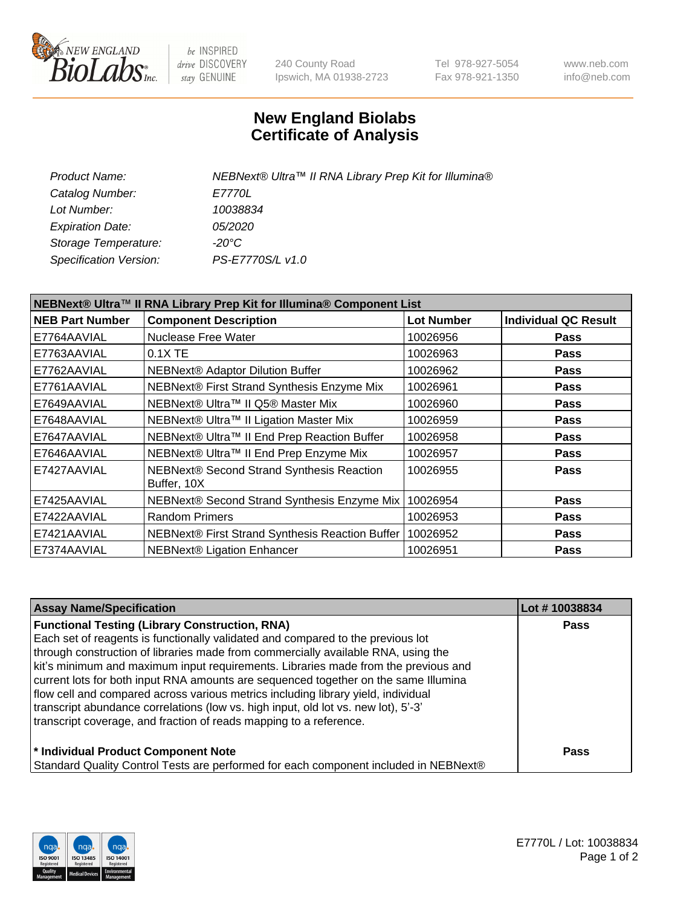New England BioLabs Inc. — be INSPIRED drive DISCOVERY stay GENUINE

240 County Road
Ipswich, MA 01938-2723

Tel 978-927-5054
Fax 978-921-1350

www.neb.com
info@neb.com

# New England Biolabs
# Certificate of Analysis

| | |
|---|---|
| *Product Name:* | *NEBNext® Ultra™ II RNA Library Prep Kit for Illumina®* |
| *Catalog Number:* | *E7770L* |
| *Lot Number:* | *10038834* |
| *Expiration Date:* | *05/2020* |
| *Storage Temperature:* | *-20°C* |
| *Specification Version:* | *PS-E7770S/L v1.0* |

| NEBNext® Ultra™ II RNA Library Prep Kit for Illumina® Component List | | | |
|---|---|---|---|
| **NEB Part Number** | **Component Description** | **Lot Number** | **Individual QC Result** |
| E7764AAVIAL | Nuclease Free Water | 10026956 | **Pass** |
| E7763AAVIAL | 0.1X TE | 10026963 | **Pass** |
| E7762AAVIAL | NEBNext® Adaptor Dilution Buffer | 10026962 | **Pass** |
| E7761AAVIAL | NEBNext® First Strand Synthesis Enzyme Mix | 10026961 | **Pass** |
| E7649AAVIAL | NEBNext® Ultra™ II Q5® Master Mix | 10026960 | **Pass** |
| E7648AAVIAL | NEBNext® Ultra™ II Ligation Master Mix | 10026959 | **Pass** |
| E7647AAVIAL | NEBNext® Ultra™ II End Prep Reaction Buffer | 10026958 | **Pass** |
| E7646AAVIAL | NEBNext® Ultra™ II End Prep Enzyme Mix | 10026957 | **Pass** |
| E7427AAVIAL | NEBNext® Second Strand Synthesis Reaction Buffer, 10X | 10026955 | **Pass** |
| E7425AAVIAL | NEBNext® Second Strand Synthesis Enzyme Mix | 10026954 | **Pass** |
| E7422AAVIAL | Random Primers | 10026953 | **Pass** |
| E7421AAVIAL | NEBNext® First Strand Synthesis Reaction Buffer | 10026952 | **Pass** |
| E7374AAVIAL | NEBNext® Ligation Enhancer | 10026951 | **Pass** |

| Assay Name/Specification | Lot # 10038834 |
|---|---|
| **Functional Testing (Library Construction, RNA)**<br>Each set of reagents is functionally validated and compared to the previous lot through construction of libraries made from commercially available RNA, using the kit's minimum and maximum input requirements. Libraries made from the previous and current lots for both input RNA amounts are sequenced together on the same Illumina flow cell and compared across various metrics including library yield, individual transcript abundance correlations (low vs. high input, old lot vs. new lot), 5'-3' transcript coverage, and fraction of reads mapping to a reference. | **Pass** |
| **\* Individual Product Component Note**<br>Standard Quality Control Tests are performed for each component included in NEBNext® | **Pass** |

E7770L / Lot: 10038834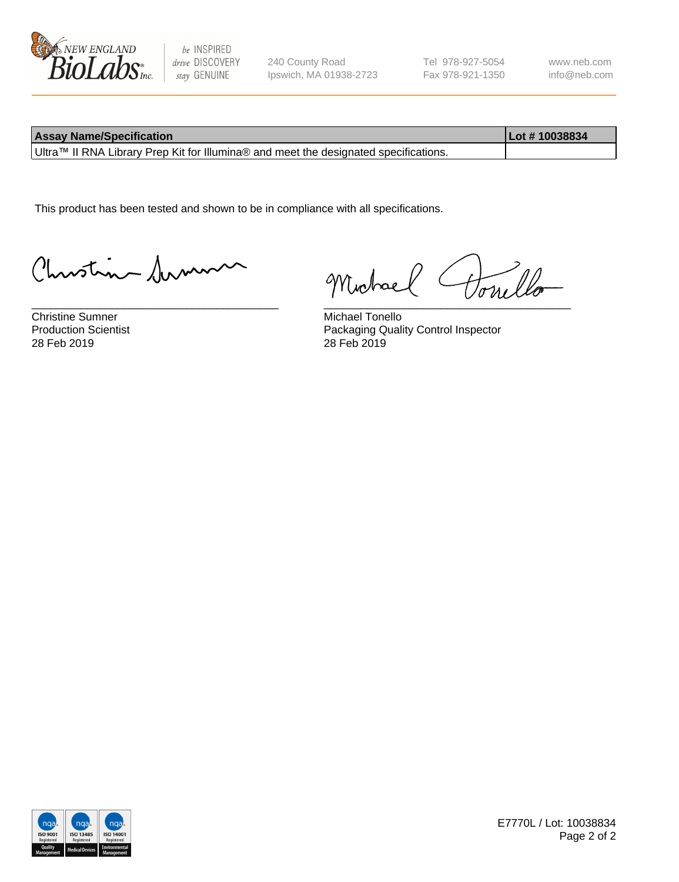240 County Road
Ipswich, MA 01938-2723

Tel 978-927-5054
Fax 978-921-1350

www.neb.com
info@neb.com

| Assay Name/Specification | Lot # 10038834 |
|---|---|
| Ultra™ II RNA Library Prep Kit for Illumina® and meet the designated specifications. | |

This product has been tested and shown to be in compliance with all specifications.

Christine Sumner
Production Scientist
28 Feb 2019

Michael Tonello
Packaging Quality Control Inspector
28 Feb 2019

E7770L / Lot: 10038834